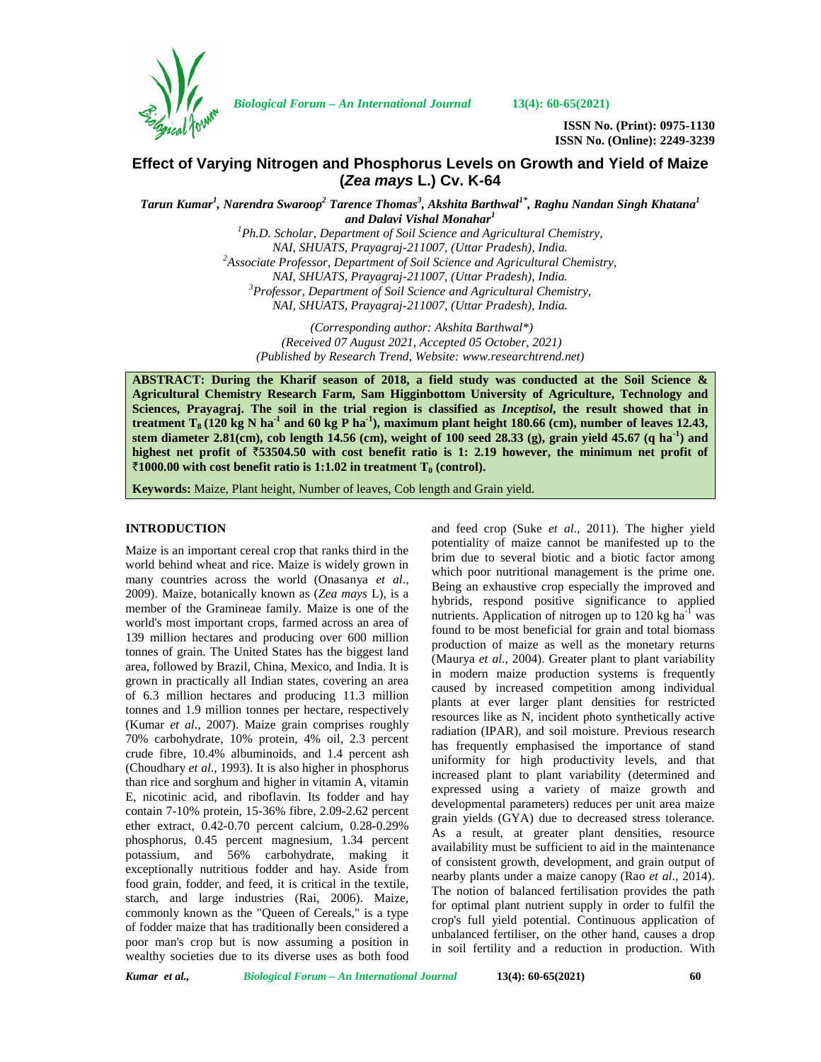# Effect of Varying Nitrogen and Phosphorus Levels on Growth and Yield of Maize (*Zea mays* L.) Cv. K-64

***Tarun Kumar[1], Narendra Swaroop[2] Tarence Thomas[3], Akshita Barthwal[1*], Raghu Nandan Singh Khatana[1] and Dalavi Vishal Monahar[1]***

*[1]Ph.D. Scholar, Department of Soil Science and Agricultural Chemistry, NAI, SHUATS, Prayagraj-211007, (Uttar Pradesh), India.*
*[2]Associate Professor, Department of Soil Science and Agricultural Chemistry, NAI, SHUATS, Prayagraj-211007, (Uttar Pradesh), India.*
*[3]Professor, Department of Soil Science and Agricultural Chemistry, NAI, SHUATS, Prayagraj-211007, (Uttar Pradesh), India.*

*(Corresponding author: Akshita Barthwal\*)*
*(Received 07 August 2021, Accepted 05 October, 2021)*
*(Published by Research Trend, Website: www.researchtrend.net)*

**ABSTRACT: During the Kharif season of 2018, a field study was conducted at the Soil Science & Agricultural Chemistry Research Farm, Sam Higginbottom University of Agriculture, Technology and Sciences, Prayagraj. The soil in the trial region is classified as *Inceptisol*, the result showed that in treatment $T_8$ (120 kg N $ha^{-1}$ and 60 kg P $ha^{-1}$), maximum plant height 180.66 (cm), number of leaves 12.43, stem diameter 2.81(cm), cob length 14.56 (cm), weight of 100 seed 28.33 (g), grain yield 45.67 (q $ha^{-1}$) and highest net profit of ₹53504.50 with cost benefit ratio is 1: 2.19 however, the minimum net profit of ₹1000.00 with cost benefit ratio is 1:1.02 in treatment $T_0$ (control).**

**Keywords:** Maize, Plant height, Number of leaves, Cob length and Grain yield.

## INTRODUCTION

Maize is an important cereal crop that ranks third in the world behind wheat and rice. Maize is widely grown in many countries across the world (Onasanya *et al*., 2009). Maize, botanically known as (*Zea mays* L), is a member of the Gramineae family. Maize is one of the world's most important crops, farmed across an area of 139 million hectares and producing over 600 million tonnes of grain. The United States has the biggest land area, followed by Brazil, China, Mexico, and India. It is grown in practically all Indian states, covering an area of 6.3 million hectares and producing 11.3 million tonnes and 1.9 million tonnes per hectare, respectively (Kumar *et al*., 2007). Maize grain comprises roughly 70% carbohydrate, 10% protein, 4% oil, 2.3 percent crude fibre, 10.4% albuminoids, and 1.4 percent ash (Choudhary *et al*., 1993). It is also higher in phosphorus than rice and sorghum and higher in vitamin A, vitamin E, nicotinic acid, and riboflavin. Its fodder and hay contain 7-10% protein, 15-36% fibre, 2.09-2.62 percent ether extract, 0.42-0.70 percent calcium, 0.28-0.29% phosphorus, 0.45 percent magnesium, 1.34 percent potassium, and 56% carbohydrate, making it exceptionally nutritious fodder and hay. Aside from food grain, fodder, and feed, it is critical in the textile, starch, and large industries (Rai, 2006). Maize, commonly known as the "Queen of Cereals," is a type of fodder maize that has traditionally been considered a poor man's crop but is now assuming a position in wealthy societies due to its diverse uses as both food and feed crop (Suke *et al*., 2011). The higher yield potentiality of maize cannot be manifested up to the brim due to several biotic and a biotic factor among which poor nutritional management is the prime one. Being an exhaustive crop especially the improved and hybrids, respond positive significance to applied nutrients. Application of nitrogen up to 120 kg $ha^{-1}$ was found to be most beneficial for grain and total biomass production of maize as well as the monetary returns (Maurya *et al*., 2004). Greater plant to plant variability in modern maize production systems is frequently caused by increased competition among individual plants at ever larger plant densities for restricted resources like as N, incident photo synthetically active radiation (IPAR), and soil moisture. Previous research has frequently emphasised the importance of stand uniformity for high productivity levels, and that increased plant to plant variability (determined and expressed using a variety of maize growth and developmental parameters) reduces per unit area maize grain yields (GYA) due to decreased stress tolerance. As a result, at greater plant densities, resource availability must be sufficient to aid in the maintenance of consistent growth, development, and grain output of nearby plants under a maize canopy (Rao *et al*., 2014). The notion of balanced fertilisation provides the path for optimal plant nutrient supply in order to fulfil the crop's full yield potential. Continuous application of unbalanced fertiliser, on the other hand, causes a drop in soil fertility and a reduction in production. With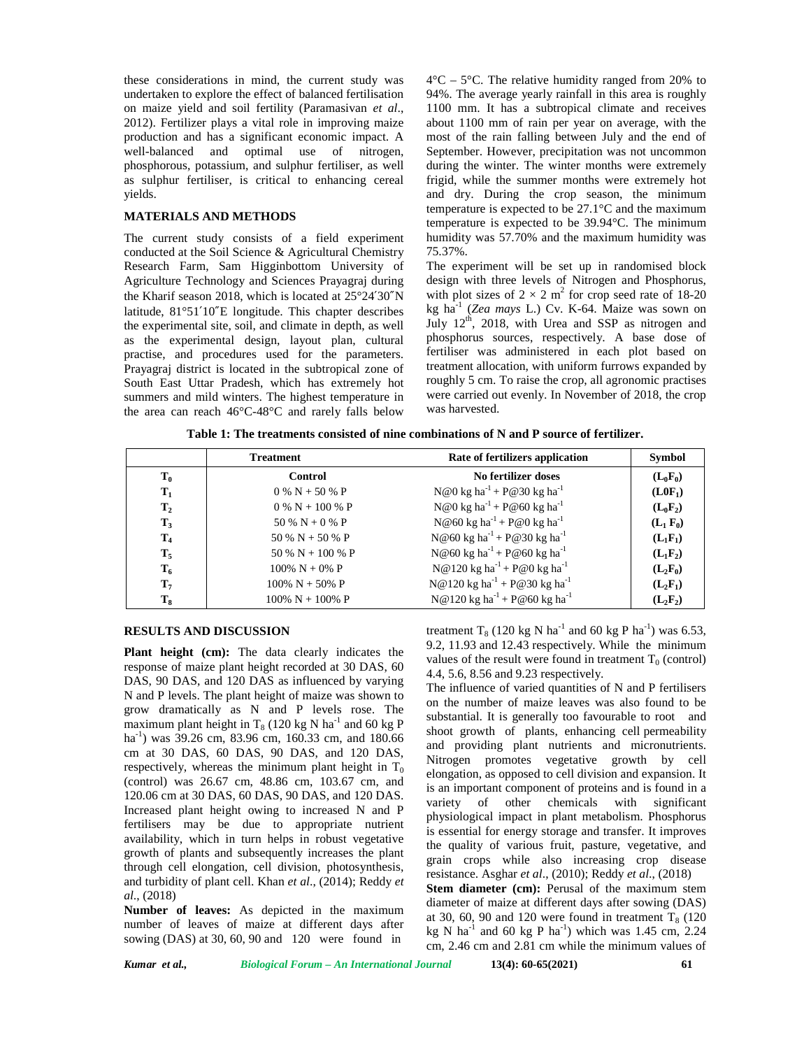these considerations in mind, the current study was undertaken to explore the effect of balanced fertilisation on maize yield and soil fertility (Paramasivan *et al*., 2012). Fertilizer plays a vital role in improving maize production and has a significant economic impact. A well-balanced and optimal use of nitrogen, phosphorous, potassium, and sulphur fertiliser, as well as sulphur fertiliser, is critical to enhancing cereal yields.

## MATERIALS AND METHODS

The current study consists of a field experiment conducted at the Soil Science & Agricultural Chemistry Research Farm, Sam Higginbottom University of Agriculture Technology and Sciences Prayagraj during the Kharif season 2018, which is located at 25°24′30″N latitude, 81°51′10″E longitude. This chapter describes the experimental site, soil, and climate in depth, as well as the experimental design, layout plan, cultural practise, and procedures used for the parameters. Prayagraj district is located in the subtropical zone of South East Uttar Pradesh, which has extremely hot summers and mild winters. The highest temperature in the area can reach 46°C-48°C and rarely falls below 4°C – 5°C. The relative humidity ranged from 20% to 94%. The average yearly rainfall in this area is roughly 1100 mm. It has a subtropical climate and receives about 1100 mm of rain per year on average, with the most of the rain falling between July and the end of September. However, precipitation was not uncommon during the winter. The winter months were extremely frigid, while the summer months were extremely hot and dry. During the crop season, the minimum temperature is expected to be 27.1°C and the maximum temperature is expected to be 39.94°C. The minimum humidity was 57.70% and the maximum humidity was 75.37%.

The experiment will be set up in randomised block design with three levels of Nitrogen and Phosphorus, with plot sizes of $2 \times 2$ m$^2$ for crop seed rate of 18-20 kg ha$^{-1}$ (*Zea mays* L.) Cv. K-64. Maize was sown on July 12$^{th}$, 2018, with Urea and SSP as nitrogen and phosphorus sources, respectively. A base dose of fertiliser was administered in each plot based on treatment allocation, with uniform furrows expanded by roughly 5 cm. To raise the crop, all agronomic practises were carried out evenly. In November of 2018, the crop was harvested.

**Table 1: The treatments consisted of nine combinations of N and P source of fertilizer.**

| | Treatment | Rate of fertilizers application | Symbol |
|---|---|---|---|
| $T_0$ | **Control** | **No fertilizer doses** | $(L_0F_0)$ |
| $T_1$ | 0 % N + 50 % P | N@0 kg ha$^{-1}$ + P@30 kg ha$^{-1}$ | $(L0F_1)$ |
| $T_2$ | 0 % N + 100 % P | N@0 kg ha$^{-1}$ + P@60 kg ha$^{-1}$ | $(L_0F_2)$ |
| $T_3$ | 50 % N + 0 % P | N@60 kg ha$^{-1}$ + P@0 kg ha$^{-1}$ | $(L_1 F_0)$ |
| $T_4$ | 50 % N + 50 % P | N@60 kg ha$^{-1}$ + P@30 kg ha$^{-1}$ | $(L_1F_1)$ |
| $T_5$ | 50 % N + 100 % P | N@60 kg ha$^{-1}$ + P@60 kg ha$^{-1}$ | $(L_1F_2)$ |
| $T_6$ | 100% N + 0% P | N@120 kg ha$^{-1}$ + P@0 kg ha$^{-1}$ | $(L_2F_0)$ |
| $T_7$ | 100% N + 50% P | N@120 kg ha$^{-1}$ + P@30 kg ha$^{-1}$ | $(L_2F_1)$ |
| $T_8$ | 100% N + 100% P | N@120 kg ha$^{-1}$ + P@60 kg ha$^{-1}$ | $(L_2F_2)$ |

## RESULTS AND DISCUSSION

**Plant height (cm):** The data clearly indicates the response of maize plant height recorded at 30 DAS, 60 DAS, 90 DAS, and 120 DAS as influenced by varying N and P levels. The plant height of maize was shown to grow dramatically as N and P levels rose. The maximum plant height in $T_8$ (120 kg N ha$^{-1}$ and 60 kg P ha$^{-1}$) was 39.26 cm, 83.96 cm, 160.33 cm, and 180.66 cm at 30 DAS, 60 DAS, 90 DAS, and 120 DAS, respectively, whereas the minimum plant height in $T_0$ (control) was 26.67 cm, 48.86 cm, 103.67 cm, and 120.06 cm at 30 DAS, 60 DAS, 90 DAS, and 120 DAS. Increased plant height owing to increased N and P fertilisers may be due to appropriate nutrient availability, which in turn helps in robust vegetative growth of plants and subsequently increases the plant through cell elongation, cell division, photosynthesis, and turbidity of plant cell. Khan *et al*., (2014); Reddy *et al*., (2018)

**Number of leaves:** As depicted in the maximum number of leaves of maize at different days after sowing (DAS) at 30, 60, 90 and 120 were found in treatment $T_8$ (120 kg N ha$^{-1}$ and 60 kg P ha$^{-1}$) was 6.53, 9.2, 11.93 and 12.43 respectively. While the minimum values of the result were found in treatment $T_0$ (control) 4.4, 5.6, 8.56 and 9.23 respectively.

The influence of varied quantities of N and P fertilisers on the number of maize leaves was also found to be substantial. It is generally too favourable to root and shoot growth of plants, enhancing cell permeability and providing plant nutrients and micronutrients. Nitrogen promotes vegetative growth by cell elongation, as opposed to cell division and expansion. It is an important component of proteins and is found in a variety of other chemicals with significant physiological impact in plant metabolism. Phosphorus is essential for energy storage and transfer. It improves the quality of various fruit, pasture, vegetative, and grain crops while also increasing crop disease resistance. Asghar *et al*., (2010); Reddy *et al*., (2018)

**Stem diameter (cm):** Perusal of the maximum stem diameter of maize at different days after sowing (DAS) at 30, 60, 90 and 120 were found in treatment $T_8$ (120 kg N ha$^{-1}$ and 60 kg P ha$^{-1}$) which was 1.45 cm, 2.24 cm, 2.46 cm and 2.81 cm while the minimum values of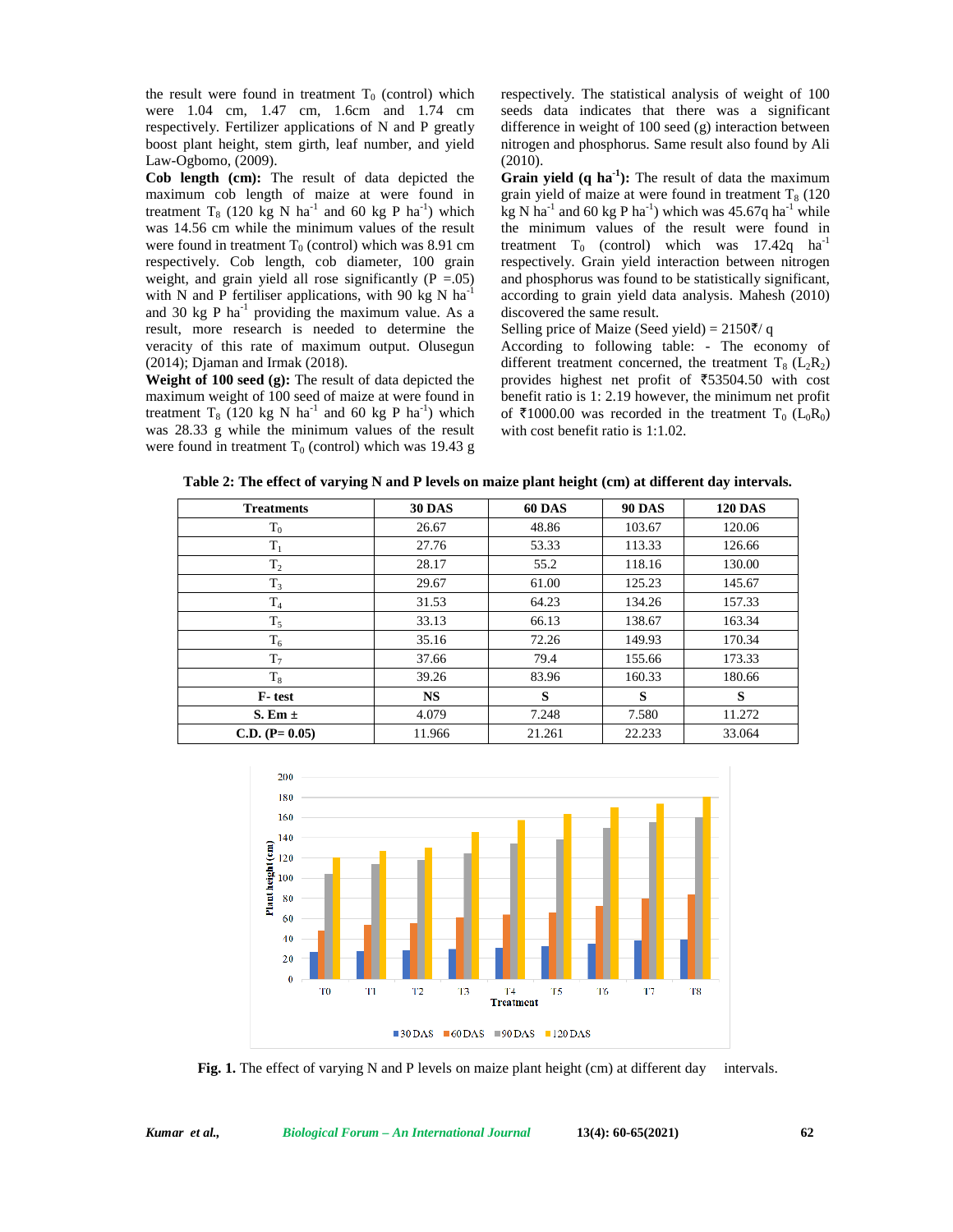the result were found in treatment $T_0$ (control) which were 1.04 cm, 1.47 cm, 1.6cm and 1.74 cm respectively. Fertilizer applications of N and P greatly boost plant height, stem girth, leaf number, and yield Law-Ogbomo, (2009).

**Cob length (cm):** The result of data depicted the maximum cob length of maize at were found in treatment $T_8$ (120 kg N ha$^{-1}$ and 60 kg P ha$^{-1}$) which was 14.56 cm while the minimum values of the result were found in treatment $T_0$ (control) which was 8.91 cm respectively. Cob length, cob diameter, 100 grain weight, and grain yield all rose significantly (P =.05) with N and P fertiliser applications, with 90 kg N ha$^{-1}$ and 30 kg P ha$^{-1}$ providing the maximum value. As a result, more research is needed to determine the veracity of this rate of maximum output. Olusegun (2014); Djaman and Irmak (2018).

**Weight of 100 seed (g):** The result of data depicted the maximum weight of 100 seed of maize at were found in treatment $T_8$ (120 kg N ha$^{-1}$ and 60 kg P ha$^{-1}$) which was 28.33 g while the minimum values of the result were found in treatment $T_0$ (control) which was 19.43 g respectively. The statistical analysis of weight of 100 seeds data indicates that there was a significant difference in weight of 100 seed (g) interaction between nitrogen and phosphorus. Same result also found by Ali (2010).

**Grain yield (q ha$^{-1}$):** The result of data the maximum grain yield of maize at were found in treatment $T_8$ (120 kg N ha$^{-1}$ and 60 kg P ha$^{-1}$) which was 45.67q ha$^{-1}$ while the minimum values of the result were found in treatment $T_0$ (control) which was 17.42q ha$^{-1}$ respectively. Grain yield interaction between nitrogen and phosphorus was found to be statistically significant, according to grain yield data analysis. Mahesh (2010) discovered the same result.

Selling price of Maize (Seed yield) = 2150₹/ q

According to following table: - The economy of different treatment concerned, the treatment $T_8$ ($L_2R_2$) provides highest net profit of ₹53504.50 with cost benefit ratio is 1: 2.19 however, the minimum net profit of ₹1000.00 was recorded in the treatment $T_0$ ($L_0R_0$) with cost benefit ratio is 1:1.02.

**Table 2: The effect of varying N and P levels on maize plant height (cm) at different day intervals.**

| Treatments | 30 DAS | 60 DAS | 90 DAS | 120 DAS |
|---|---|---|---|---|
| $T_0$ | 26.67 | 48.86 | 103.67 | 120.06 |
| $T_1$ | 27.76 | 53.33 | 113.33 | 126.66 |
| $T_2$ | 28.17 | 55.2 | 118.16 | 130.00 |
| $T_3$ | 29.67 | 61.00 | 125.23 | 145.67 |
| $T_4$ | 31.53 | 64.23 | 134.26 | 157.33 |
| $T_5$ | 33.13 | 66.13 | 138.67 | 163.34 |
| $T_6$ | 35.16 | 72.26 | 149.93 | 170.34 |
| $T_7$ | 37.66 | 79.4 | 155.66 | 173.33 |
| $T_8$ | 39.26 | 83.96 | 160.33 | 180.66 |
| **F- test** | **NS** | **S** | **S** | **S** |
| **S. Em ±** | 4.079 | 7.248 | 7.580 | 11.272 |
| **C.D. (P= 0.05)** | 11.966 | 21.261 | 22.233 | 33.064 |

**Fig. 1.** The effect of varying N and P levels on maize plant height (cm) at different day intervals.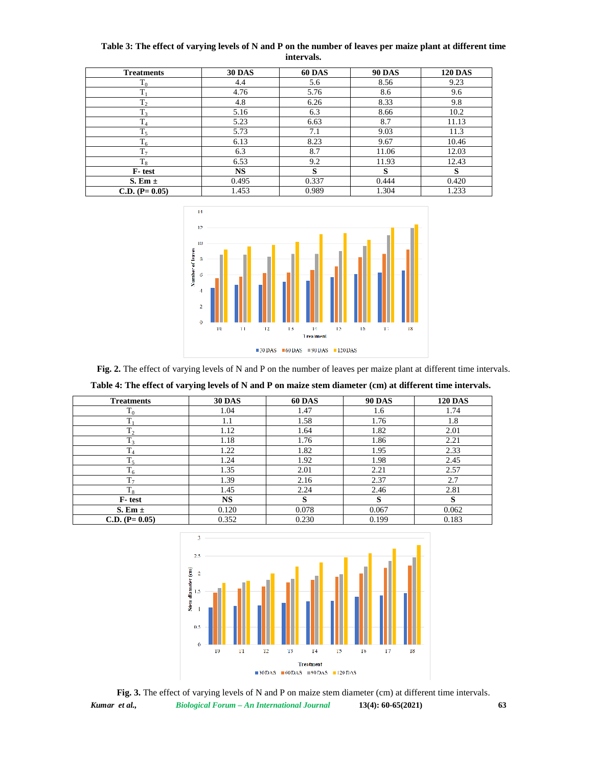**Table 3: The effect of varying levels of N and P on the number of leaves per maize plant at different time intervals.**

| Treatments | 30 DAS | 60 DAS | 90 DAS | 120 DAS |
|---|---|---|---|---|
| $T_0$ | 4.4 | 5.6 | 8.56 | 9.23 |
| $T_1$ | 4.76 | 5.76 | 8.6 | 9.6 |
| $T_2$ | 4.8 | 6.26 | 8.33 | 9.8 |
| $T_3$ | 5.16 | 6.3 | 8.66 | 10.2 |
| $T_4$ | 5.23 | 6.63 | 8.7 | 11.13 |
| $T_5$ | 5.73 | 7.1 | 9.03 | 11.3 |
| $T_6$ | 6.13 | 8.23 | 9.67 | 10.46 |
| $T_7$ | 6.3 | 8.7 | 11.06 | 12.03 |
| $T_8$ | 6.53 | 9.2 | 11.93 | 12.43 |
| **F- test** | **NS** | **S** | **S** | **S** |
| **S. Em ±** | 0.495 | 0.337 | 0.444 | 0.420 |
| **C.D. (P= 0.05)** | 1.453 | 0.989 | 1.304 | 1.233 |

**Fig. 2.** The effect of varying levels of N and P on the number of leaves per maize plant at different time intervals.

**Table 4: The effect of varying levels of N and P on maize stem diameter (cm) at different time intervals.**

| Treatments | 30 DAS | 60 DAS | 90 DAS | 120 DAS |
|---|---|---|---|---|
| $T_0$ | 1.04 | 1.47 | 1.6 | 1.74 |
| $T_1$ | 1.1 | 1.58 | 1.76 | 1.8 |
| $T_2$ | 1.12 | 1.64 | 1.82 | 2.01 |
| $T_3$ | 1.18 | 1.76 | 1.86 | 2.21 |
| $T_4$ | 1.22 | 1.82 | 1.95 | 2.33 |
| $T_5$ | 1.24 | 1.92 | 1.98 | 2.45 |
| $T_6$ | 1.35 | 2.01 | 2.21 | 2.57 |
| $T_7$ | 1.39 | 2.16 | 2.37 | 2.7 |
| $T_8$ | 1.45 | 2.24 | 2.46 | 2.81 |
| **F- test** | **NS** | **S** | **S** | **S** |
| **S. Em ±** | 0.120 | 0.078 | 0.067 | 0.062 |
| **C.D. (P= 0.05)** | 0.352 | 0.230 | 0.199 | 0.183 |

**Fig. 3.** The effect of varying levels of N and P on maize stem diameter (cm) at different time intervals.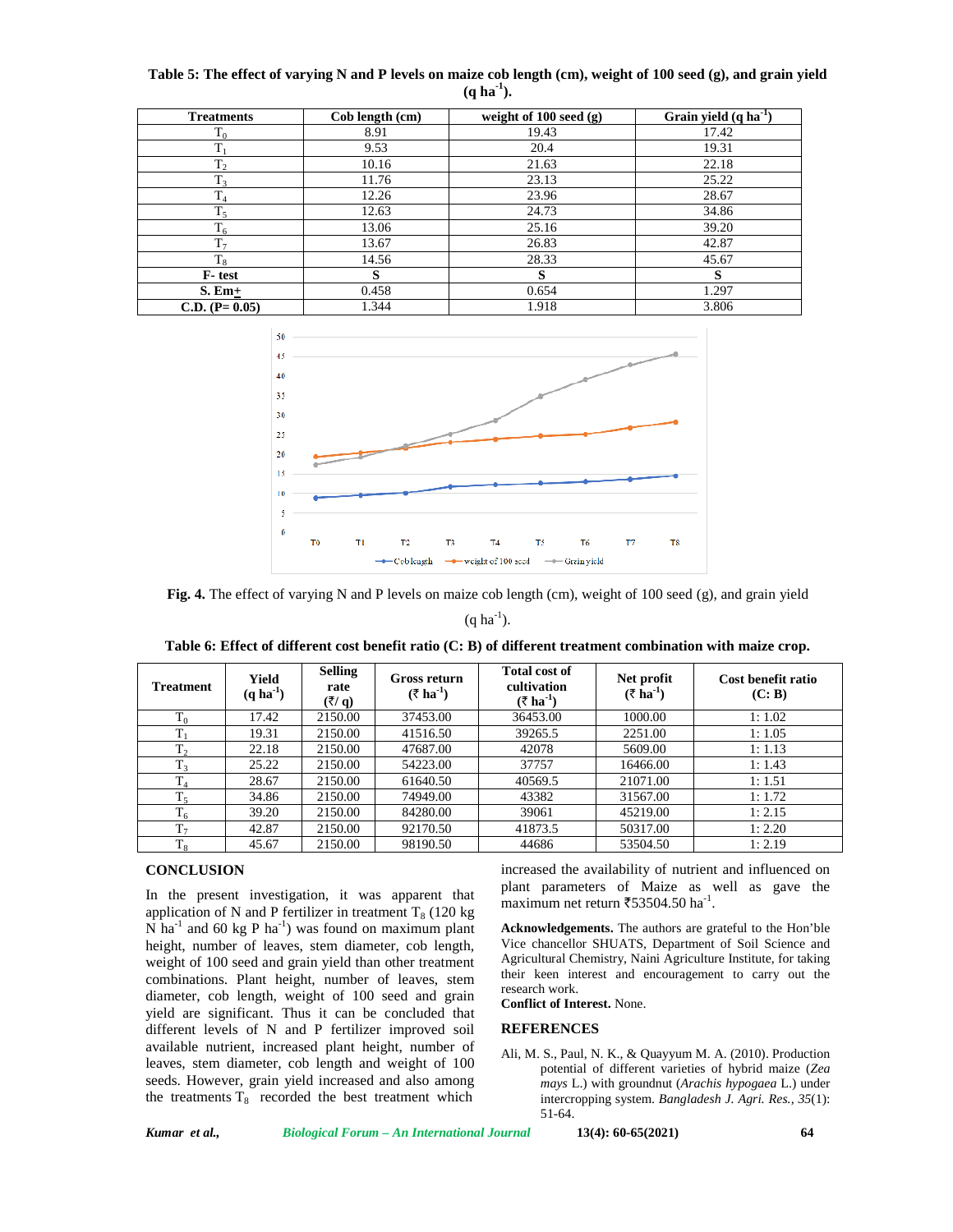**Table 5: The effect of varying N and P levels on maize cob length (cm), weight of 100 seed (g), and grain yield (q ha$^{-1}$).**

| Treatments | Cob length (cm) | weight of 100 seed (g) | Grain yield (q ha$^{-1}$) |
|---|---|---|---|
| $T_0$ | 8.91 | 19.43 | 17.42 |
| $T_1$ | 9.53 | 20.4 | 19.31 |
| $T_2$ | 10.16 | 21.63 | 22.18 |
| $T_3$ | 11.76 | 23.13 | 25.22 |
| $T_4$ | 12.26 | 23.96 | 28.67 |
| $T_5$ | 12.63 | 24.73 | 34.86 |
| $T_6$ | 13.06 | 25.16 | 39.20 |
| $T_7$ | 13.67 | 26.83 | 42.87 |
| $T_8$ | 14.56 | 28.33 | 45.67 |
| **F- test** | **S** | **S** | **S** |
| **S. Em±** | 0.458 | 0.654 | 1.297 |
| **C.D. (P= 0.05)** | 1.344 | 1.918 | 3.806 |

**Fig. 4.** The effect of varying N and P levels on maize cob length (cm), weight of 100 seed (g), and grain yield (q ha$^{-1}$).

**Table 6: Effect of different cost benefit ratio (C: B) of different treatment combination with maize crop.**

| Treatment | Yield (q ha$^{-1}$) | Selling rate (₹/ q) | Gross return (₹ ha$^{-1}$) | Total cost of cultivation (₹ ha$^{-1}$) | Net profit (₹ ha$^{-1}$) | Cost benefit ratio (C: B) |
|---|---|---|---|---|---|---|
| $T_0$ | 17.42 | 2150.00 | 37453.00 | 36453.00 | 1000.00 | 1: 1.02 |
| $T_1$ | 19.31 | 2150.00 | 41516.50 | 39265.5 | 2251.00 | 1: 1.05 |
| $T_2$ | 22.18 | 2150.00 | 47687.00 | 42078 | 5609.00 | 1: 1.13 |
| $T_3$ | 25.22 | 2150.00 | 54223.00 | 37757 | 16466.00 | 1: 1.43 |
| $T_4$ | 28.67 | 2150.00 | 61640.50 | 40569.5 | 21071.00 | 1: 1.51 |
| $T_5$ | 34.86 | 2150.00 | 74949.00 | 43382 | 31567.00 | 1: 1.72 |
| $T_6$ | 39.20 | 2150.00 | 84280.00 | 39061 | 45219.00 | 1: 2.15 |
| $T_7$ | 42.87 | 2150.00 | 92170.50 | 41873.5 | 50317.00 | 1: 2.20 |
| $T_8$ | 45.67 | 2150.00 | 98190.50 | 44686 | 53504.50 | 1: 2.19 |

## CONCLUSION

In the present investigation, it was apparent that application of N and P fertilizer in treatment $T_8$ (120 kg N ha$^{-1}$ and 60 kg P ha$^{-1}$) was found on maximum plant height, number of leaves, stem diameter, cob length, weight of 100 seed and grain yield than other treatment combinations. Plant height, number of leaves, stem diameter, cob length, weight of 100 seed and grain yield are significant. Thus it can be concluded that different levels of N and P fertilizer improved soil available nutrient, increased plant height, number of leaves, stem diameter, cob length and weight of 100 seeds. However, grain yield increased and also among the treatments $T_8$ recorded the best treatment which increased the availability of nutrient and influenced on plant parameters of Maize as well as gave the maximum net return ₹53504.50 ha$^{-1}$.

**Acknowledgements.** The authors are grateful to the Hon'ble Vice chancellor SHUATS, Department of Soil Science and Agricultural Chemistry, Naini Agriculture Institute, for taking their keen interest and encouragement to carry out the research work.

**Conflict of Interest.** None.

## REFERENCES

Ali, M. S., Paul, N. K., & Quayyum M. A. (2010). Production potential of different varieties of hybrid maize (*Zea mays* L.) with groundnut (*Arachis hypogaea* L.) under intercropping system. *Bangladesh J. Agri. Res.*, *35*(1): 51-64.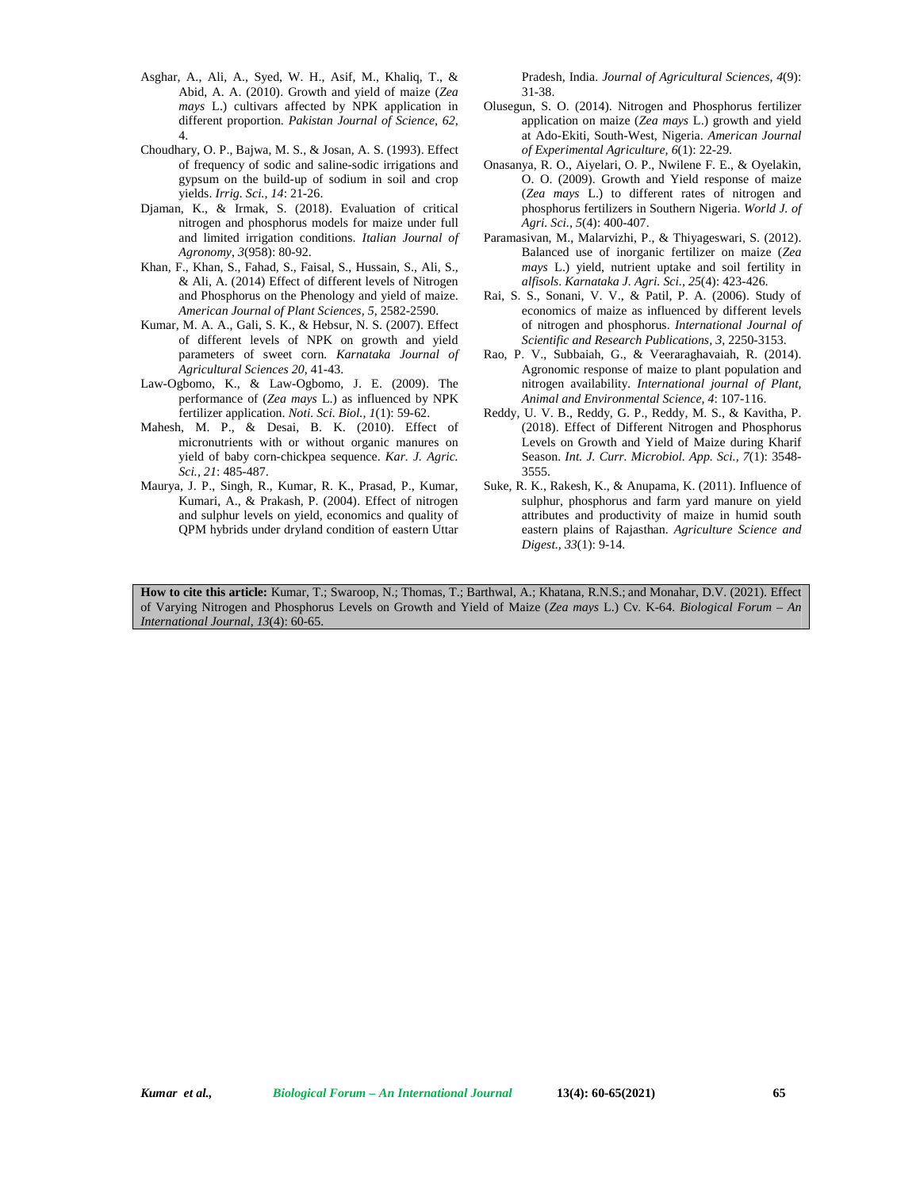Asghar, A., Ali, A., Syed, W. H., Asif, M., Khaliq, T., & Abid, A. A. (2010). Growth and yield of maize (*Zea mays* L.) cultivars affected by NPK application in different proportion. *Pakistan Journal of Science, 62*, 4.

Choudhary, O. P., Bajwa, M. S., & Josan, A. S. (1993). Effect of frequency of sodic and saline-sodic irrigations and gypsum on the build-up of sodium in soil and crop yields. *Irrig. Sci., 14*: 21-26.

Djaman, K., & Irmak, S. (2018). Evaluation of critical nitrogen and phosphorus models for maize under full and limited irrigation conditions. *Italian Journal of Agronomy, 3*(958): 80-92.

Khan, F., Khan, S., Fahad, S., Faisal, S., Hussain, S., Ali, S., & Ali, A. (2014) Effect of different levels of Nitrogen and Phosphorus on the Phenology and yield of maize. *American Journal of Plant Sciences, 5*, 2582-2590.

Kumar, M. A. A., Gali, S. K., & Hebsur, N. S. (2007). Effect of different levels of NPK on growth and yield parameters of sweet corn. *Karnataka Journal of Agricultural Sciences 20*, 41-43.

Law-Ogbomo, K., & Law-Ogbomo, J. E. (2009). The performance of (*Zea mays* L.) as influenced by NPK fertilizer application. *Noti. Sci. Biol., 1*(1): 59-62.

Mahesh, M. P., & Desai, B. K. (2010). Effect of micronutrients with or without organic manures on yield of baby corn-chickpea sequence. *Kar. J. Agric. Sci., 21*: 485-487.

Maurya, J. P., Singh, R., Kumar, R. K., Prasad, P., Kumar, Kumari, A., & Prakash, P. (2004). Effect of nitrogen and sulphur levels on yield, economics and quality of QPM hybrids under dryland condition of eastern Uttar Pradesh, India. *Journal of Agricultural Sciences, 4*(9): 31-38.

Olusegun, S. O. (2014). Nitrogen and Phosphorus fertilizer application on maize (*Zea mays* L.) growth and yield at Ado-Ekiti, South-West, Nigeria. *American Journal of Experimental Agriculture, 6*(1): 22-29.

Onasanya, R. O., Aiyelari, O. P., Nwilene F. E., & Oyelakin, O. O. (2009). Growth and Yield response of maize (*Zea mays* L.) to different rates of nitrogen and phosphorus fertilizers in Southern Nigeria. *World J. of Agri. Sci., 5*(4): 400-407.

Paramasivan, M., Malarvizhi, P., & Thiyageswari, S. (2012). Balanced use of inorganic fertilizer on maize (*Zea mays* L.) yield, nutrient uptake and soil fertility in *alfisols*. *Karnataka J. Agri. Sci., 25*(4): 423-426.

Rai, S. S., Sonani, V. V., & Patil, P. A. (2006). Study of economics of maize as influenced by different levels of nitrogen and phosphorus. *International Journal of Scientific and Research Publications, 3*, 2250-3153.

Rao, P. V., Subbaiah, G., & Veeraraghavaiah, R. (2014). Agronomic response of maize to plant population and nitrogen availability. *International journal of Plant, Animal and Environmental Science, 4*: 107-116.

Reddy, U. V. B., Reddy, G. P., Reddy, M. S., & Kavitha, P. (2018). Effect of Different Nitrogen and Phosphorus Levels on Growth and Yield of Maize during Kharif Season. *Int. J. Curr. Microbiol. App. Sci., 7*(1): 3548-3555.

Suke, R. K., Rakesh, K., & Anupama, K. (2011). Influence of sulphur, phosphorus and farm yard manure on yield attributes and productivity of maize in humid south eastern plains of Rajasthan. *Agriculture Science and Digest., 33*(1): 9-14.

**How to cite this article:** Kumar, T.; Swaroop, N.; Thomas, T.; Barthwal, A.; Khatana, R.N.S.; and Monahar, D.V. (2021). Effect of Varying Nitrogen and Phosphorus Levels on Growth and Yield of Maize (*Zea mays* L.) Cv. K-64. *Biological Forum – An International Journal, 13*(4): 60-65.